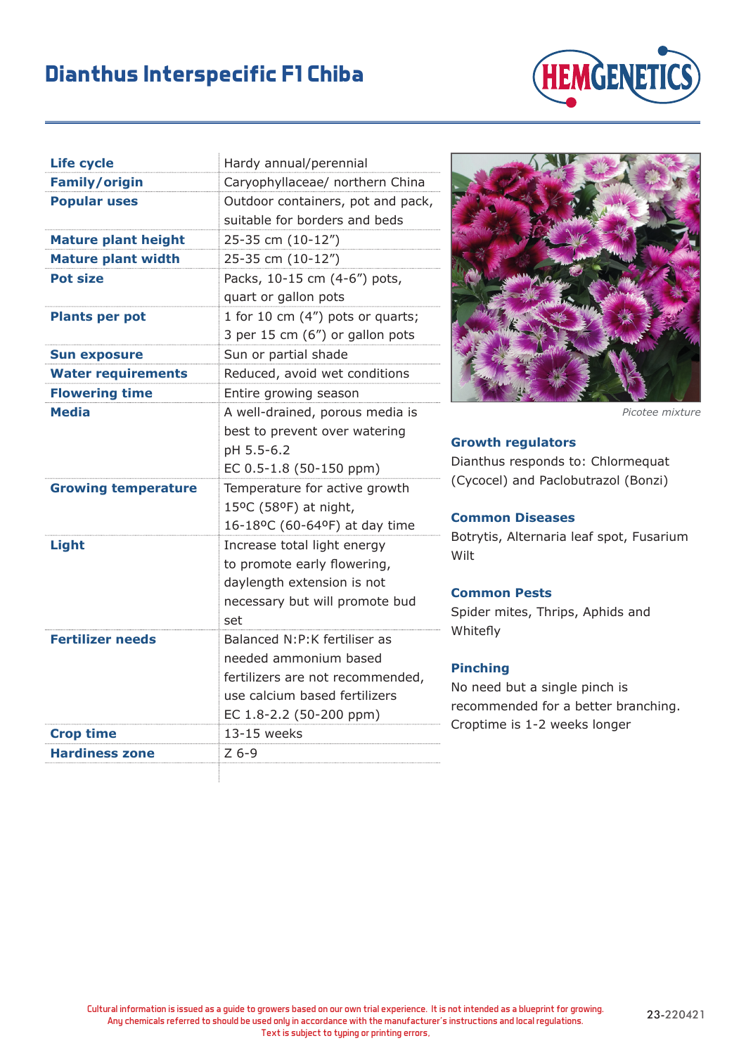# Dianthus Interspecific F1 Chiba

| | |
|---|---|
| **Life cycle** | Hardy annual/perennial |
| **Family/origin** | Caryophyllaceae/ northern China |
| **Popular uses** | Outdoor containers, pot and pack, suitable for borders and beds |
| **Mature plant height** | 25-35 cm (10-12”) |
| **Mature plant width** | 25-35 cm (10-12”) |
| **Pot size** | Packs, 10-15 cm (4-6”) pots, quart or gallon pots |
| **Plants per pot** | 1 for 10 cm (4”) pots or quarts; 3 per 15 cm (6”) or gallon pots |
| **Sun exposure** | Sun or partial shade |
| **Water requirements** | Reduced, avoid wet conditions |
| **Flowering time** | Entire growing season |
| **Media** | A well-drained, porous media is best to prevent over watering<br>pH 5.5-6.2<br>EC 0.5-1.8 (50-150 ppm) |
| **Growing temperature** | Temperature for active growth<br>15ºC (58ºF) at night,<br>16-18ºC (60-64ºF) at day time |
| **Light** | Increase total light energy to promote early flowering, daylength extension is not necessary but will promote bud set |
| **Fertilizer needs** | Balanced N:P:K fertiliser as needed ammonium based fertilizers are not recommended, use calcium based fertilizers<br>EC 1.8-2.2 (50-200 ppm) |
| **Crop time** | 13-15 weeks |
| **Hardiness zone** | Z 6-9 |

*Picotee mixture*

### Growth regulators

Dianthus responds to: Chlormequat (Cycocel) and Paclobutrazol (Bonzi)

### Common Diseases

Botrytis, Alternaria leaf spot, Fusarium Wilt

### Common Pests

Spider mites, Thrips, Aphids and Whitefly

### Pinching

No need but a single pinch is recommended for a better branching. Croptime is 1-2 weeks longer

Cultural information is issued as a guide to growers based on our own trial experience. It is not intended as a blueprint for growing. Any chemicals referred to should be used only in accordance with the manufacturer's instructions and local regulations. Text is subject to typing or printing errors.

23-220421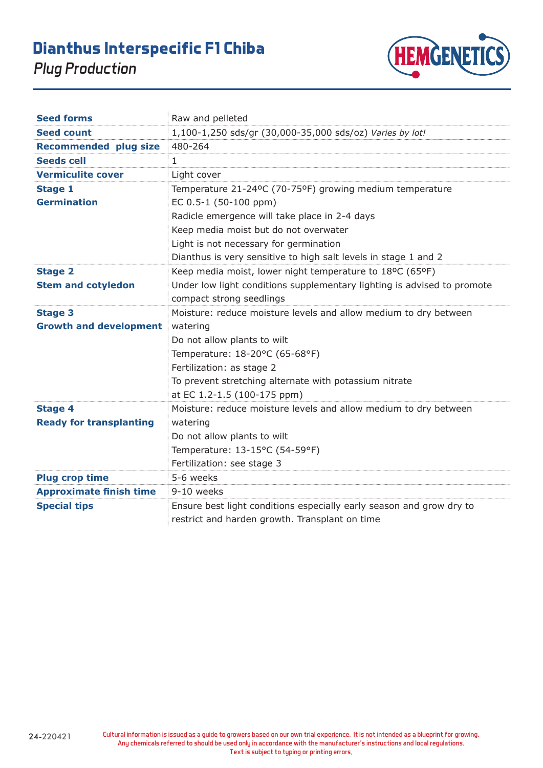# Dianthus Interspecific F1 Chiba

## *Plug Production*

HEMGENETICS

| | |
|---|---|
| **Seed forms** | Raw and pelleted |
| **Seed count** | 1,100-1,250 sds/gr (30,000-35,000 sds/oz) *Varies by lot!* |
| **Recommended plug size** | 480-264 |
| **Seeds cell** | 1 |
| **Vermiculite cover** | Light cover |
| **Stage 1**<br>**Germination** | Temperature 21-24ºC (70-75ºF) growing medium temperature<br>EC 0.5-1 (50-100 ppm)<br>Radicle emergence will take place in 2-4 days<br>Keep media moist but do not overwater<br>Light is not necessary for germination<br>Dianthus is very sensitive to high salt levels in stage 1 and 2 |
| **Stage 2**<br>**Stem and cotyledon** | Keep media moist, lower night temperature to 18ºC (65ºF)<br>Under low light conditions supplementary lighting is advised to promote compact strong seedlings |
| **Stage 3**<br>**Growth and development** | Moisture: reduce moisture levels and allow medium to dry between watering<br>Do not allow plants to wilt<br>Temperature: 18-20°C (65-68°F)<br>Fertilization: as stage 2<br>To prevent stretching alternate with potassium nitrate<br>at EC 1.2-1.5 (100-175 ppm) |
| **Stage 4**<br>**Ready for transplanting** | Moisture: reduce moisture levels and allow medium to dry between watering<br>Do not allow plants to wilt<br>Temperature: 13-15°C (54-59°F)<br>Fertilization: see stage 3 |
| **Plug crop time** | 5-6 weeks |
| **Approximate finish time** | 9-10 weeks |
| **Special tips** | Ensure best light conditions especially early season and grow dry to restrict and harden growth. Transplant on time |

24-220421

Cultural information is issued as a guide to growers based on our own trial experience. It is not intended as a blueprint for growing.
Any chemicals referred to should be used only in accordance with the manufacturer's instructions and local regulations.
Text is subject to typing or printing errors.